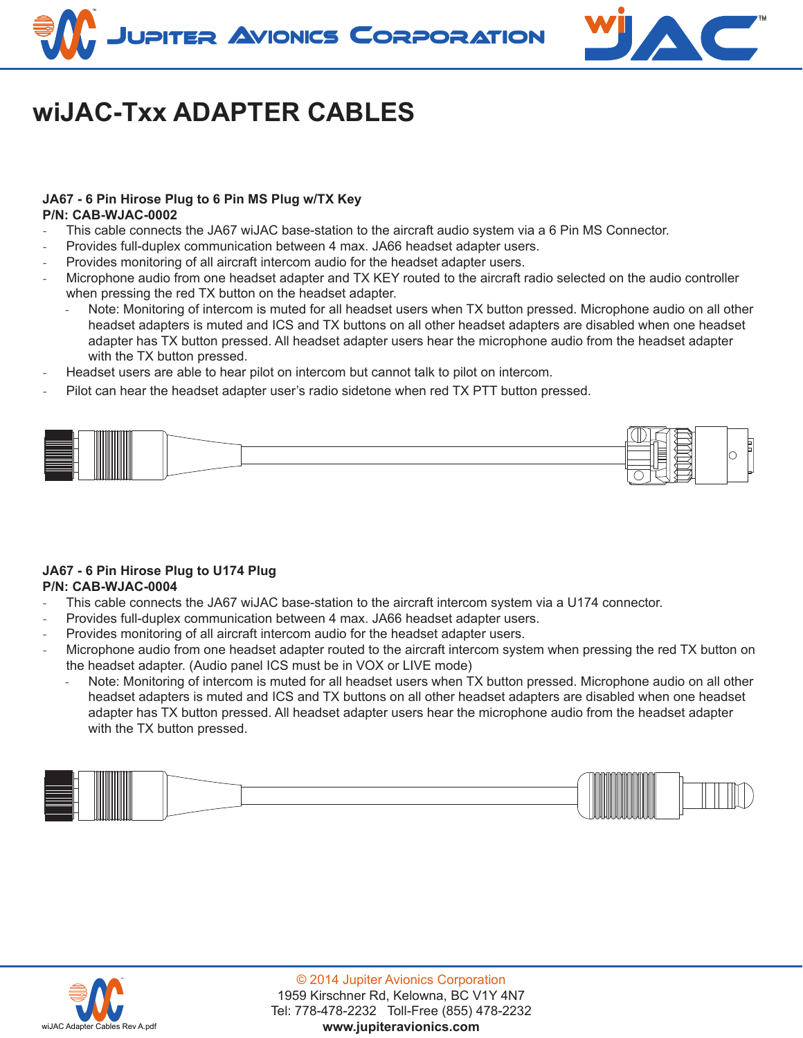# wiJAC-Txx ADAPTER CABLES

**JA67 - 6 Pin Hirose Plug to 6 Pin MS Plug w/TX Key**
**P/N: CAB-WJAC-0002**

- This cable connects the JA67 wiJAC base-station to the aircraft audio system via a 6 Pin MS Connector.
- Provides full-duplex communication between 4 max. JA66 headset adapter users.
- Provides monitoring of all aircraft intercom audio for the headset adapter users.
- Microphone audio from one headset adapter and TX KEY routed to the aircraft radio selected on the audio controller when pressing the red TX button on the headset adapter.
  - Note: Monitoring of intercom is muted for all headset users when TX button pressed. Microphone audio on all other headset adapters is muted and ICS and TX buttons on all other headset adapters are disabled when one headset adapter has TX button pressed. All headset adapter users hear the microphone audio from the headset adapter with the TX button pressed.
- Headset users are able to hear pilot on intercom but cannot talk to pilot on intercom.
- Pilot can hear the headset adapter user's radio sidetone when red TX PTT button pressed.

**JA67 - 6 Pin Hirose Plug to U174 Plug**
**P/N: CAB-WJAC-0004**

- This cable connects the JA67 wiJAC base-station to the aircraft intercom system via a U174 connector.
- Provides full-duplex communication between 4 max. JA66 headset adapter users.
- Provides monitoring of all aircraft intercom audio for the headset adapter users.
- Microphone audio from one headset adapter routed to the aircraft intercom system when pressing the red TX button on the headset adapter. (Audio panel ICS must be in VOX or LIVE mode)
  - Note: Monitoring of intercom is muted for all headset users when TX button pressed. Microphone audio on all other headset adapters is muted and ICS and TX buttons on all other headset adapters are disabled when one headset adapter has TX button pressed. All headset adapter users hear the microphone audio from the headset adapter with the TX button pressed.

© 2014 Jupiter Avionics Corporation
1959 Kirschner Rd, Kelowna, BC V1Y 4N7
Tel: 778-478-2232 Toll-Free (855) 478-2232
**www.jupiteravionics.com**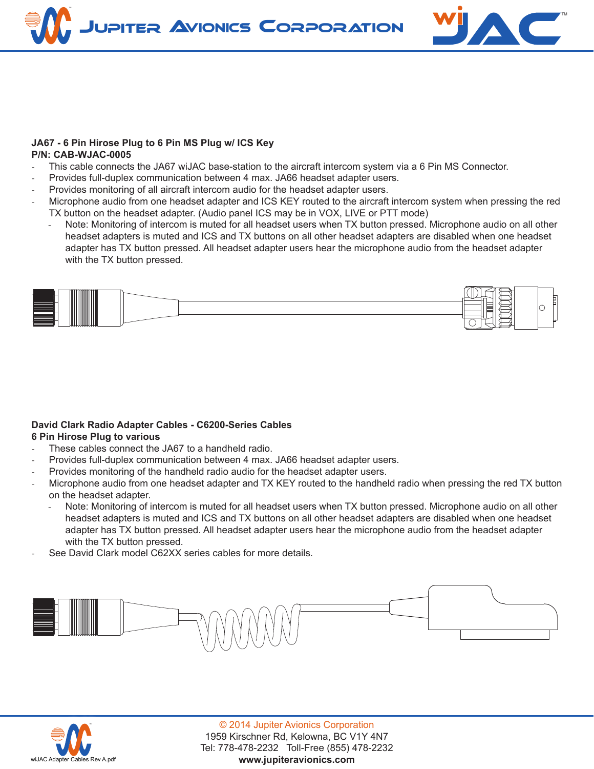**JA67 - 6 Pin Hirose Plug to 6 Pin MS Plug w/ ICS Key**
**P/N: CAB-WJAC-0005**

- This cable connects the JA67 wiJAC base-station to the aircraft intercom system via a 6 Pin MS Connector.
- Provides full-duplex communication between 4 max. JA66 headset adapter users.
- Provides monitoring of all aircraft intercom audio for the headset adapter users.
- Microphone audio from one headset adapter and ICS KEY routed to the aircraft intercom system when pressing the red TX button on the headset adapter. (Audio panel ICS may be in VOX, LIVE or PTT mode)
  - Note: Monitoring of intercom is muted for all headset users when TX button pressed. Microphone audio on all other headset adapters is muted and ICS and TX buttons on all other headset adapters are disabled when one headset adapter has TX button pressed. All headset adapter users hear the microphone audio from the headset adapter with the TX button pressed.

**David Clark Radio Adapter Cables - C6200-Series Cables**
**6 Pin Hirose Plug to various**

- These cables connect the JA67 to a handheld radio.
- Provides full-duplex communication between 4 max. JA66 headset adapter users.
- Provides monitoring of the handheld radio audio for the headset adapter users.
- Microphone audio from one headset adapter and TX KEY routed to the handheld radio when pressing the red TX button on the headset adapter.
  - Note: Monitoring of intercom is muted for all headset users when TX button pressed. Microphone audio on all other headset adapters is muted and ICS and TX buttons on all other headset adapters are disabled when one headset adapter has TX button pressed. All headset adapter users hear the microphone audio from the headset adapter with the TX button pressed.
- See David Clark model C62XX series cables for more details.

© 2014 Jupiter Avionics Corporation
1959 Kirschner Rd, Kelowna, BC V1Y 4N7
Tel: 778-478-2232 Toll-Free (855) 478-2232
**www.jupiteravionics.com**